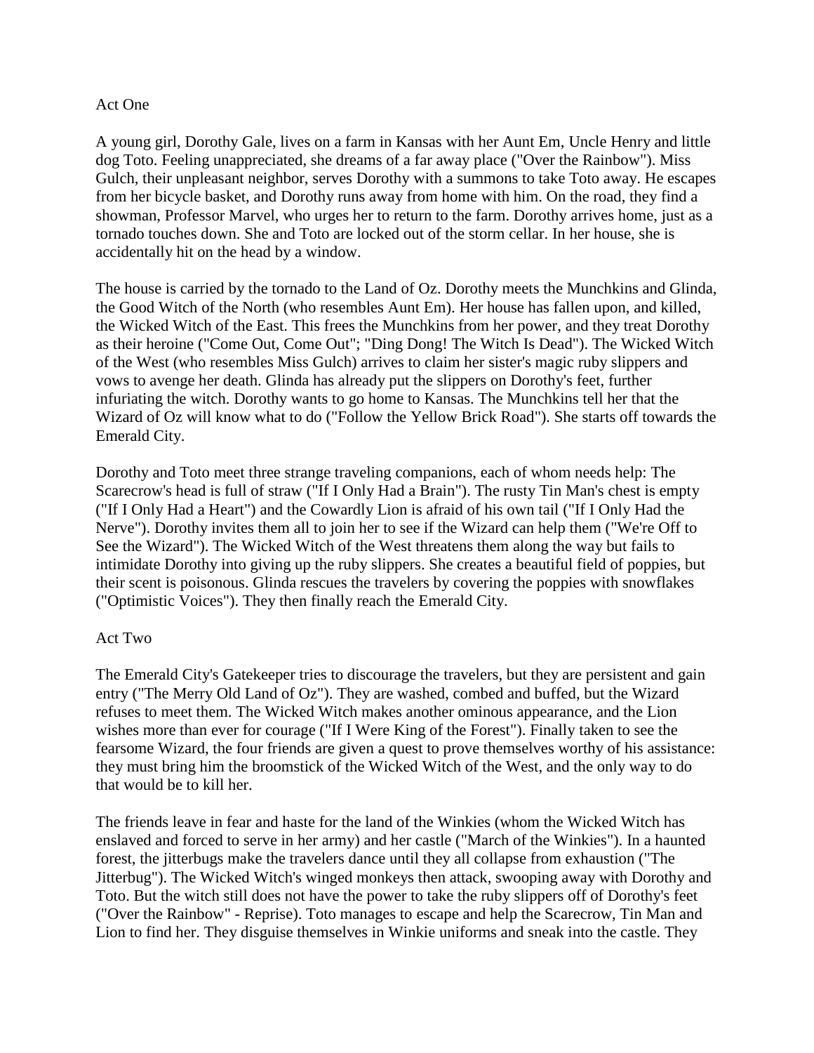## Act One

A young girl, Dorothy Gale, lives on a farm in Kansas with her Aunt Em, Uncle Henry and little dog Toto. Feeling unappreciated, she dreams of a far away place ("Over the Rainbow"). Miss Gulch, their unpleasant neighbor, serves Dorothy with a summons to take Toto away. He escapes from her bicycle basket, and Dorothy runs away from home with him. On the road, they find a showman, Professor Marvel, who urges her to return to the farm. Dorothy arrives home, just as a tornado touches down. She and Toto are locked out of the storm cellar. In her house, she is accidentally hit on the head by a window.

The house is carried by the tornado to the Land of Oz. Dorothy meets the Munchkins and Glinda, the Good Witch of the North (who resembles Aunt Em). Her house has fallen upon, and killed, the Wicked Witch of the East. This frees the Munchkins from her power, and they treat Dorothy as their heroine ("Come Out, Come Out"; "Ding Dong! The Witch Is Dead"). The Wicked Witch of the West (who resembles Miss Gulch) arrives to claim her sister's magic ruby slippers and vows to avenge her death. Glinda has already put the slippers on Dorothy's feet, further infuriating the witch. Dorothy wants to go home to Kansas. The Munchkins tell her that the Wizard of Oz will know what to do ("Follow the Yellow Brick Road"). She starts off towards the Emerald City.

Dorothy and Toto meet three strange traveling companions, each of whom needs help: The Scarecrow's head is full of straw ("If I Only Had a Brain"). The rusty Tin Man's chest is empty ("If I Only Had a Heart") and the Cowardly Lion is afraid of his own tail ("If I Only Had the Nerve"). Dorothy invites them all to join her to see if the Wizard can help them ("We're Off to See the Wizard"). The Wicked Witch of the West threatens them along the way but fails to intimidate Dorothy into giving up the ruby slippers. She creates a beautiful field of poppies, but their scent is poisonous. Glinda rescues the travelers by covering the poppies with snowflakes ("Optimistic Voices"). They then finally reach the Emerald City.

## Act Two

The Emerald City's Gatekeeper tries to discourage the travelers, but they are persistent and gain entry ("The Merry Old Land of Oz"). They are washed, combed and buffed, but the Wizard refuses to meet them. The Wicked Witch makes another ominous appearance, and the Lion wishes more than ever for courage ("If I Were King of the Forest"). Finally taken to see the fearsome Wizard, the four friends are given a quest to prove themselves worthy of his assistance: they must bring him the broomstick of the Wicked Witch of the West, and the only way to do that would be to kill her.

The friends leave in fear and haste for the land of the Winkies (whom the Wicked Witch has enslaved and forced to serve in her army) and her castle ("March of the Winkies"). In a haunted forest, the jitterbugs make the travelers dance until they all collapse from exhaustion ("The Jitterbug"). The Wicked Witch's winged monkeys then attack, swooping away with Dorothy and Toto. But the witch still does not have the power to take the ruby slippers off of Dorothy's feet ("Over the Rainbow" - Reprise). Toto manages to escape and help the Scarecrow, Tin Man and Lion to find her. They disguise themselves in Winkie uniforms and sneak into the castle. They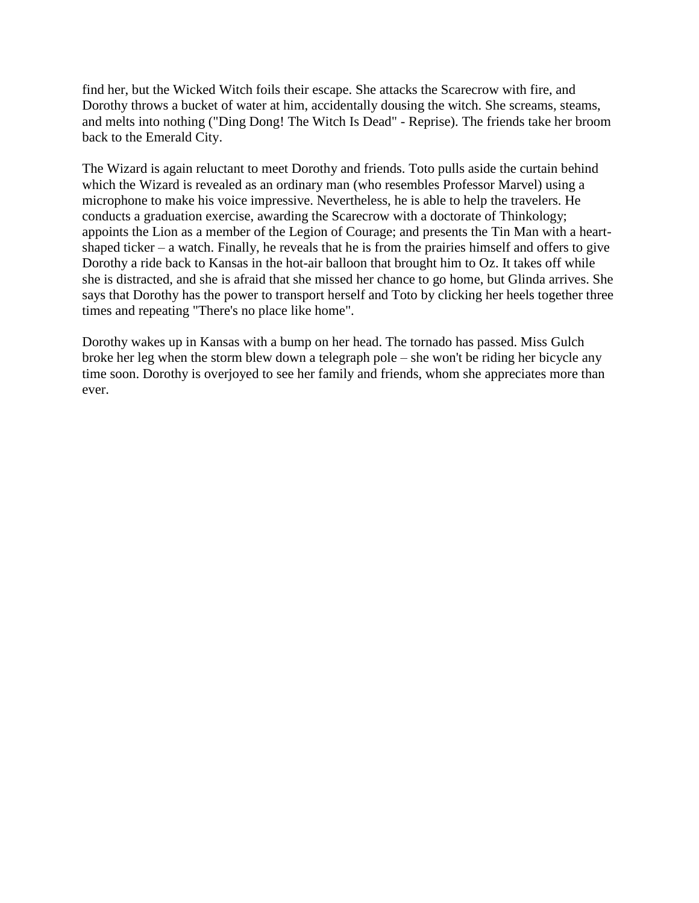find her, but the Wicked Witch foils their escape. She attacks the Scarecrow with fire, and Dorothy throws a bucket of water at him, accidentally dousing the witch. She screams, steams, and melts into nothing ("Ding Dong! The Witch Is Dead" - Reprise). The friends take her broom back to the Emerald City.

The Wizard is again reluctant to meet Dorothy and friends. Toto pulls aside the curtain behind which the Wizard is revealed as an ordinary man (who resembles Professor Marvel) using a microphone to make his voice impressive. Nevertheless, he is able to help the travelers. He conducts a graduation exercise, awarding the Scarecrow with a doctorate of Thinkology; appoints the Lion as a member of the Legion of Courage; and presents the Tin Man with a heart-shaped ticker – a watch. Finally, he reveals that he is from the prairies himself and offers to give Dorothy a ride back to Kansas in the hot-air balloon that brought him to Oz. It takes off while she is distracted, and she is afraid that she missed her chance to go home, but Glinda arrives. She says that Dorothy has the power to transport herself and Toto by clicking her heels together three times and repeating "There's no place like home".

Dorothy wakes up in Kansas with a bump on her head. The tornado has passed. Miss Gulch broke her leg when the storm blew down a telegraph pole – she won't be riding her bicycle any time soon. Dorothy is overjoyed to see her family and friends, whom she appreciates more than ever.